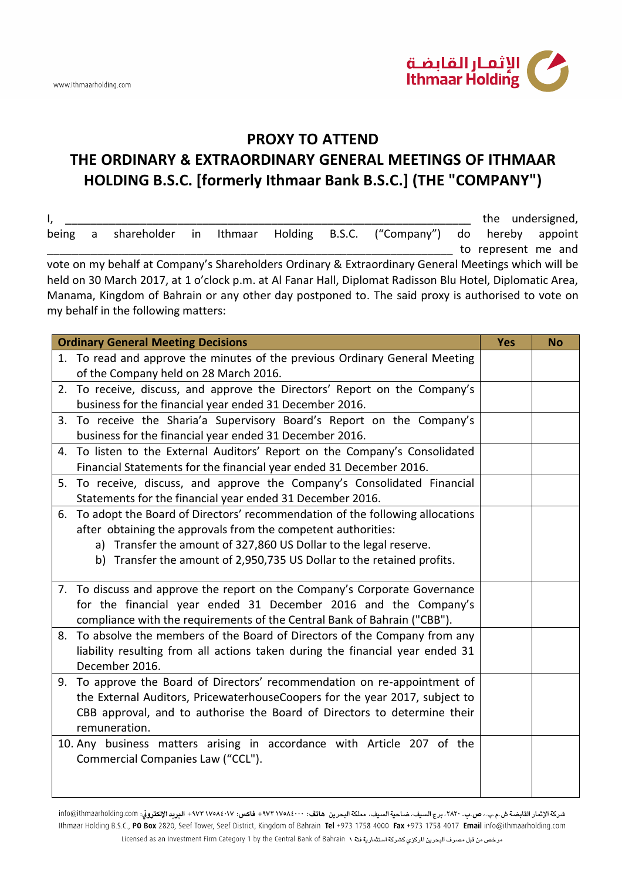# PROXY TO ATTEND THE ORDINARY & EXTRAORDINARY GENERAL MEETINGS OF ITHMAAR HOLDING B.S.C. [formerly Ithmaar Bank B.S.C.] (THE "COMPANY")

I, ______________________________________________________________ the undersigned, being a shareholder in Ithmaar Holding B.S.C. ("Company") do hereby appoint ______________________________________________________________ to represent me and vote on my behalf at Company's Shareholders Ordinary & Extraordinary General Meetings which will be held on 30 March 2017, at 1 o'clock p.m. at Al Fanar Hall, Diplomat Radisson Blu Hotel, Diplomatic Area, Manama, Kingdom of Bahrain or any other day postponed to. The said proxy is authorised to vote on my behalf in the following matters:

| Ordinary General Meeting Decisions | Yes | No |
|---|---|---|
| 1. To read and approve the minutes of the previous Ordinary General Meeting of the Company held on 28 March 2016. | | |
| 2. To receive, discuss, and approve the Directors' Report on the Company's business for the financial year ended 31 December 2016. | | |
| 3. To receive the Sharia'a Supervisory Board's Report on the Company's business for the financial year ended 31 December 2016. | | |
| 4. To listen to the External Auditors' Report on the Company's Consolidated Financial Statements for the financial year ended 31 December 2016. | | |
| 5. To receive, discuss, and approve the Company's Consolidated Financial Statements for the financial year ended 31 December 2016. | | |
| 6. To adopt the Board of Directors' recommendation of the following allocations after obtaining the approvals from the competent authorities: a) Transfer the amount of 327,860 US Dollar to the legal reserve. b) Transfer the amount of 2,950,735 US Dollar to the retained profits. | | |
| 7. To discuss and approve the report on the Company's Corporate Governance for the financial year ended 31 December 2016 and the Company's compliance with the requirements of the Central Bank of Bahrain ("CBB"). | | |
| 8. To absolve the members of the Board of Directors of the Company from any liability resulting from all actions taken during the financial year ended 31 December 2016. | | |
| 9. To approve the Board of Directors' recommendation on re-appointment of the External Auditors, PricewaterhouseCoopers for the year 2017, subject to CBB approval, and to authorise the Board of Directors to determine their remuneration. | | |
| 10. Any business matters arising in accordance with Article 207 of the Commercial Companies Law ("CCL"). | | |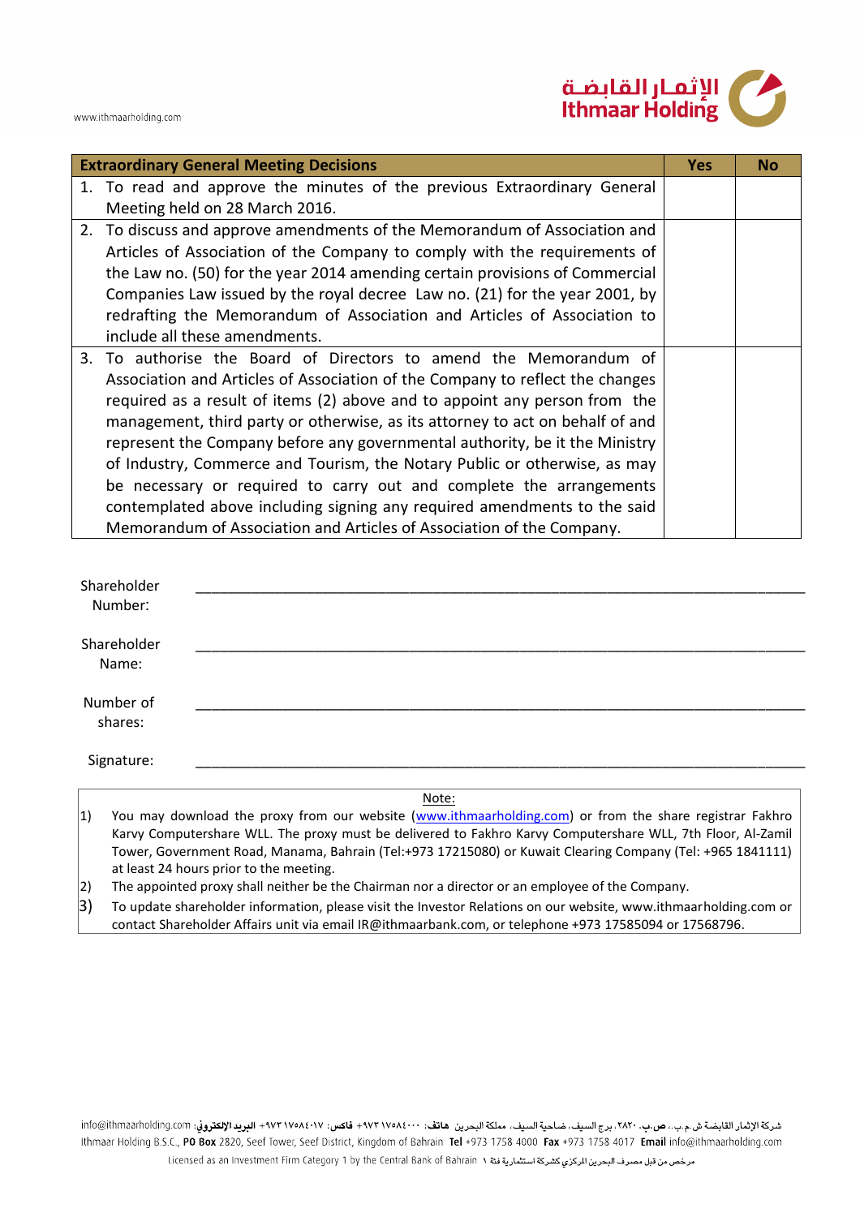| Extraordinary General Meeting Decisions | Yes | No |
| --- | --- | --- |
| 1. To read and approve the minutes of the previous Extraordinary General Meeting held on 28 March 2016. | | |
| 2. To discuss and approve amendments of the Memorandum of Association and Articles of Association of the Company to comply with the requirements of the Law no. (50) for the year 2014 amending certain provisions of Commercial Companies Law issued by the royal decree Law no. (21) for the year 2001, by redrafting the Memorandum of Association and Articles of Association to include all these amendments. | | |
| 3. To authorise the Board of Directors to amend the Memorandum of Association and Articles of Association of the Company to reflect the changes required as a result of items (2) above and to appoint any person from the management, third party or otherwise, as its attorney to act on behalf of and represent the Company before any governmental authority, be it the Ministry of Industry, Commerce and Tourism, the Notary Public or otherwise, as may be necessary or required to carry out and complete the arrangements contemplated above including signing any required amendments to the said Memorandum of Association and Articles of Association of the Company. | | |

Shareholder Number: ______________________________

Shareholder Name: ______________________________

Number of shares: ______________________________

Signature: ______________________________

Note:

1) You may download the proxy from our website (www.ithmaarholding.com) or from the share registrar Fakhro Karvy Computershare WLL. The proxy must be delivered to Fakhro Karvy Computershare WLL, 7th Floor, Al-Zamil Tower, Government Road, Manama, Bahrain (Tel:+973 17215080) or Kuwait Clearing Company (Tel: +965 1841111) at least 24 hours prior to the meeting.
2) The appointed proxy shall neither be the Chairman nor a director or an employee of the Company.
3) To update shareholder information, please visit the Investor Relations on our website, www.ithmaarholding.com or contact Shareholder Affairs unit via email IR@ithmaarbank.com, or telephone +973 17585094 or 17568796.